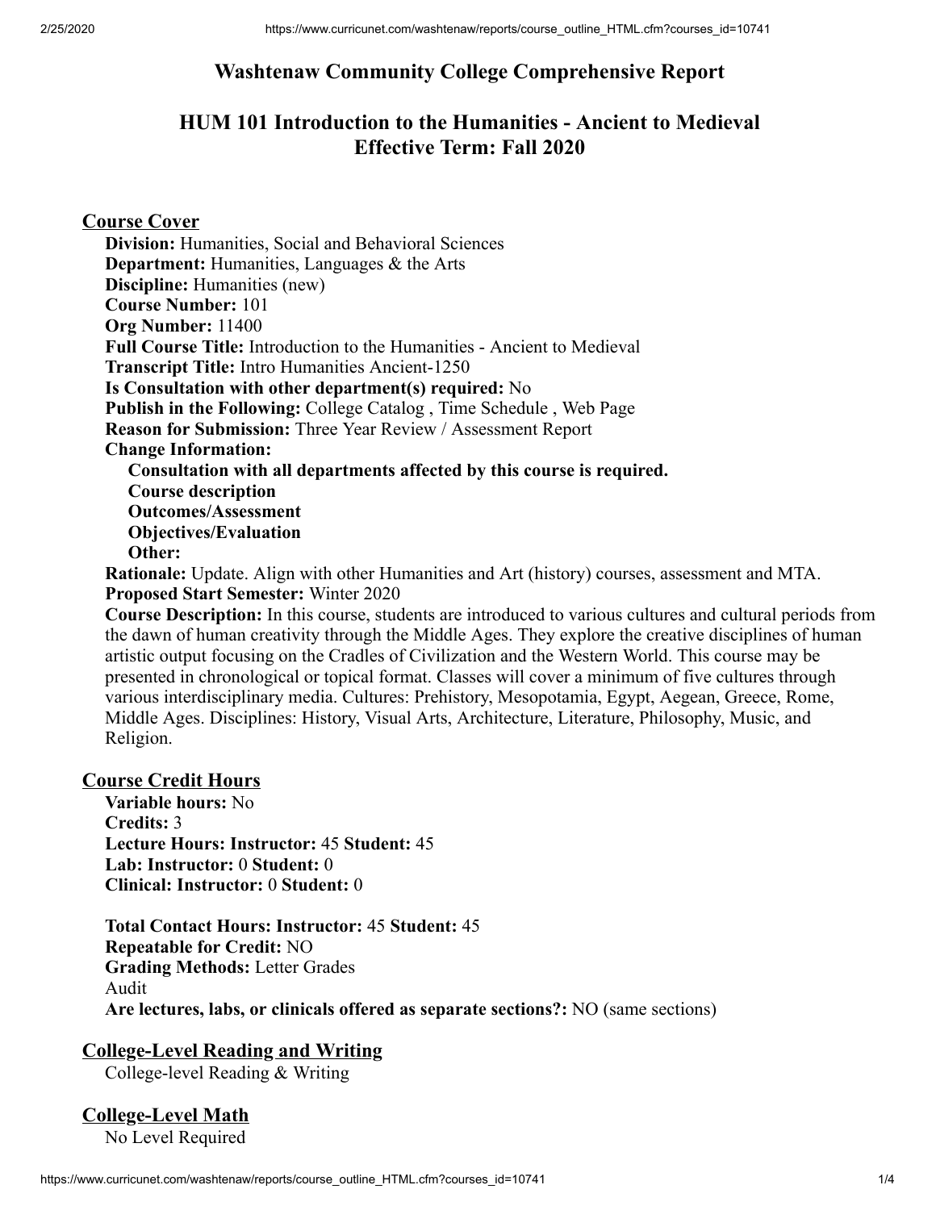# Washtenaw Community College Comprehensive Report

## HUM 101 Introduction to the Humanities - Ancient to Medieval
## Effective Term: Fall 2020

### Course Cover

**Division:** Humanities, Social and Behavioral Sciences
**Department:** Humanities, Languages & the Arts
**Discipline:** Humanities (new)
**Course Number:** 101
**Org Number:** 11400
**Full Course Title:** Introduction to the Humanities - Ancient to Medieval
**Transcript Title:** Intro Humanities Ancient-1250
**Is Consultation with other department(s) required:** No
**Publish in the Following:** College Catalog , Time Schedule , Web Page
**Reason for Submission:** Three Year Review / Assessment Report
**Change Information:**

- **Consultation with all departments affected by this course is required.**
- **Course description**
- **Outcomes/Assessment**
- **Objectives/Evaluation**
- **Other:**

**Rationale:** Update. Align with other Humanities and Art (history) courses, assessment and MTA.
**Proposed Start Semester:** Winter 2020
**Course Description:** In this course, students are introduced to various cultures and cultural periods from the dawn of human creativity through the Middle Ages. They explore the creative disciplines of human artistic output focusing on the Cradles of Civilization and the Western World. This course may be presented in chronological or topical format. Classes will cover a minimum of five cultures through various interdisciplinary media. Cultures: Prehistory, Mesopotamia, Egypt, Aegean, Greece, Rome, Middle Ages. Disciplines: History, Visual Arts, Architecture, Literature, Philosophy, Music, and Religion.

### Course Credit Hours

**Variable hours:** No
**Credits:** 3
**Lecture Hours: Instructor:** 45 **Student:** 45
**Lab: Instructor:** 0 **Student:** 0
**Clinical: Instructor:** 0 **Student:** 0

**Total Contact Hours: Instructor:** 45 **Student:** 45
**Repeatable for Credit:** NO
**Grading Methods:** Letter Grades
Audit
**Are lectures, labs, or clinicals offered as separate sections?:** NO (same sections)

### College-Level Reading and Writing

College-level Reading & Writing

### College-Level Math

No Level Required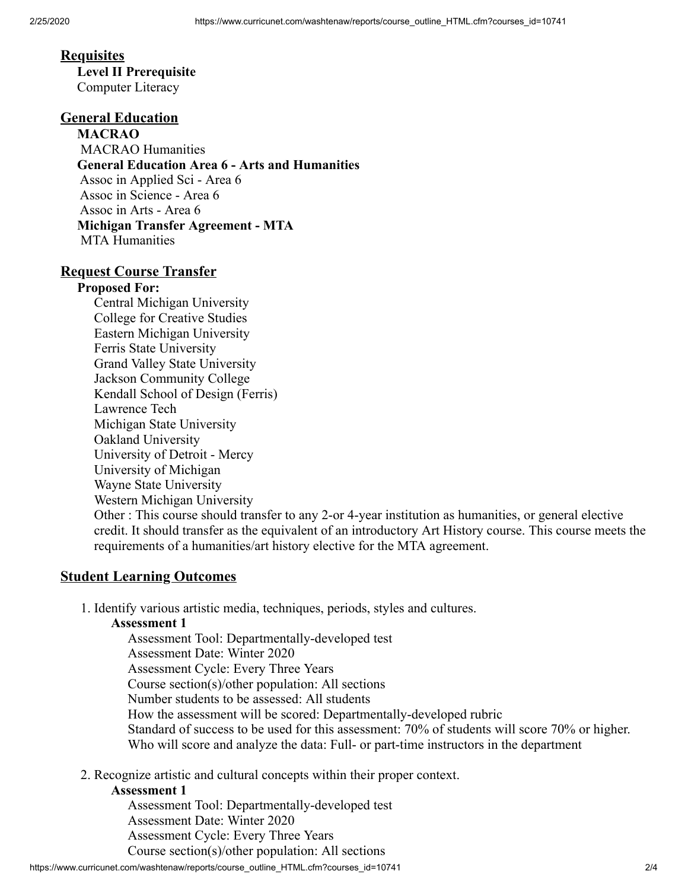## Requisites

**Level II Prerequisite**

Computer Literacy

## General Education

**MACRAO**

MACRAO Humanities

**General Education Area 6 - Arts and Humanities**

Assoc in Applied Sci - Area 6

Assoc in Science - Area 6

Assoc in Arts - Area 6

**Michigan Transfer Agreement - MTA**

MTA Humanities

## Request Course Transfer

**Proposed For:**

Central Michigan University
College for Creative Studies
Eastern Michigan University
Ferris State University
Grand Valley State University
Jackson Community College
Kendall School of Design (Ferris)
Lawrence Tech
Michigan State University
Oakland University
University of Detroit - Mercy
University of Michigan
Wayne State University
Western Michigan University
Other : This course should transfer to any 2-or 4-year institution as humanities, or general elective credit. It should transfer as the equivalent of an introductory Art History course. This course meets the requirements of a humanities/art history elective for the MTA agreement.

## Student Learning Outcomes

1. Identify various artistic media, techniques, periods, styles and cultures.

   **Assessment 1**

   Assessment Tool: Departmentally-developed test
   Assessment Date: Winter 2020
   Assessment Cycle: Every Three Years
   Course section(s)/other population: All sections
   Number students to be assessed: All students
   How the assessment will be scored: Departmentally-developed rubric
   Standard of success to be used for this assessment: 70% of students will score 70% or higher.
   Who will score and analyze the data: Full- or part-time instructors in the department

2. Recognize artistic and cultural concepts within their proper context.

   **Assessment 1**

   Assessment Tool: Departmentally-developed test
   Assessment Date: Winter 2020
   Assessment Cycle: Every Three Years
   Course section(s)/other population: All sections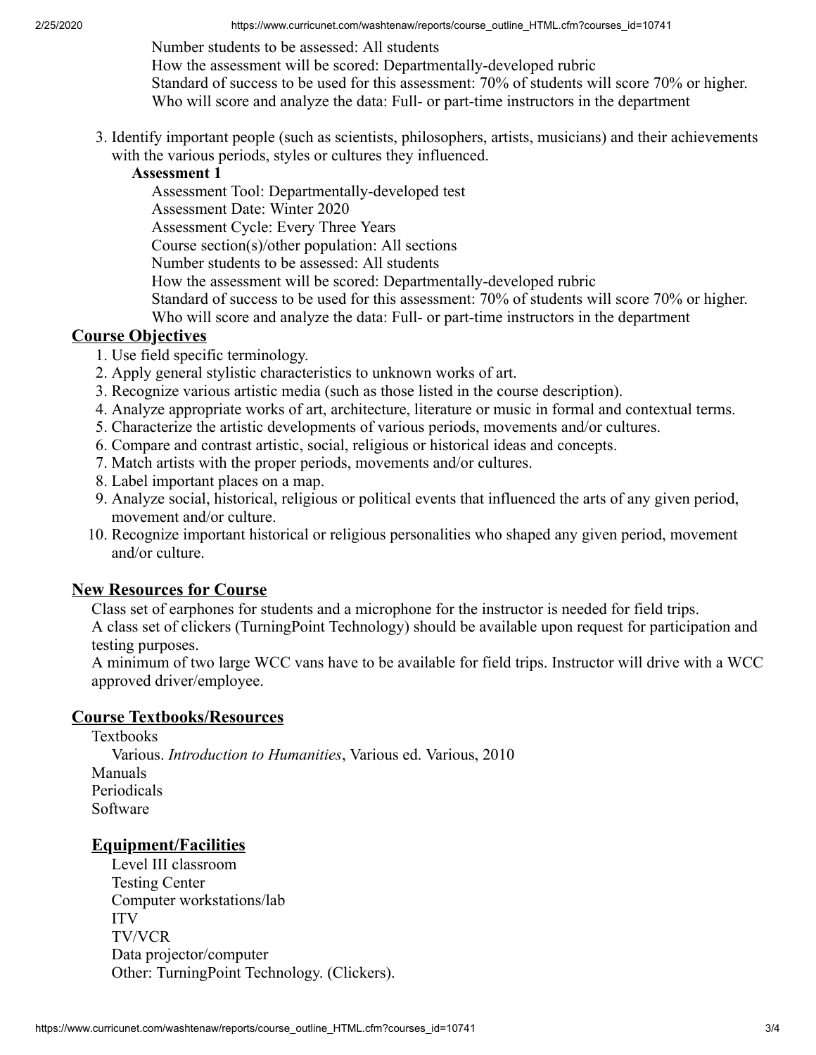Number students to be assessed: All students
How the assessment will be scored: Departmentally-developed rubric
Standard of success to be used for this assessment: 70% of students will score 70% or higher.
Who will score and analyze the data: Full- or part-time instructors in the department

3. Identify important people (such as scientists, philosophers, artists, musicians) and their achievements with the various periods, styles or cultures they influenced.

   **Assessment 1**

   Assessment Tool: Departmentally-developed test
   Assessment Date: Winter 2020
   Assessment Cycle: Every Three Years
   Course section(s)/other population: All sections
   Number students to be assessed: All students
   How the assessment will be scored: Departmentally-developed rubric
   Standard of success to be used for this assessment: 70% of students will score 70% or higher.
   Who will score and analyze the data: Full- or part-time instructors in the department

## Course Objectives

1. Use field specific terminology.
2. Apply general stylistic characteristics to unknown works of art.
3. Recognize various artistic media (such as those listed in the course description).
4. Analyze appropriate works of art, architecture, literature or music in formal and contextual terms.
5. Characterize the artistic developments of various periods, movements and/or cultures.
6. Compare and contrast artistic, social, religious or historical ideas and concepts.
7. Match artists with the proper periods, movements and/or cultures.
8. Label important places on a map.
9. Analyze social, historical, religious or political events that influenced the arts of any given period, movement and/or culture.
10. Recognize important historical or religious personalities who shaped any given period, movement and/or culture.

## New Resources for Course

Class set of earphones for students and a microphone for the instructor is needed for field trips.
A class set of clickers (TurningPoint Technology) should be available upon request for participation and testing purposes.
A minimum of two large WCC vans have to be available for field trips. Instructor will drive with a WCC approved driver/employee.

## Course Textbooks/Resources

Textbooks
Various. *Introduction to Humanities*, Various ed. Various, 2010
Manuals
Periodicals
Software

## Equipment/Facilities

Level III classroom
Testing Center
Computer workstations/lab
ITV
TV/VCR
Data projector/computer
Other: TurningPoint Technology. (Clickers).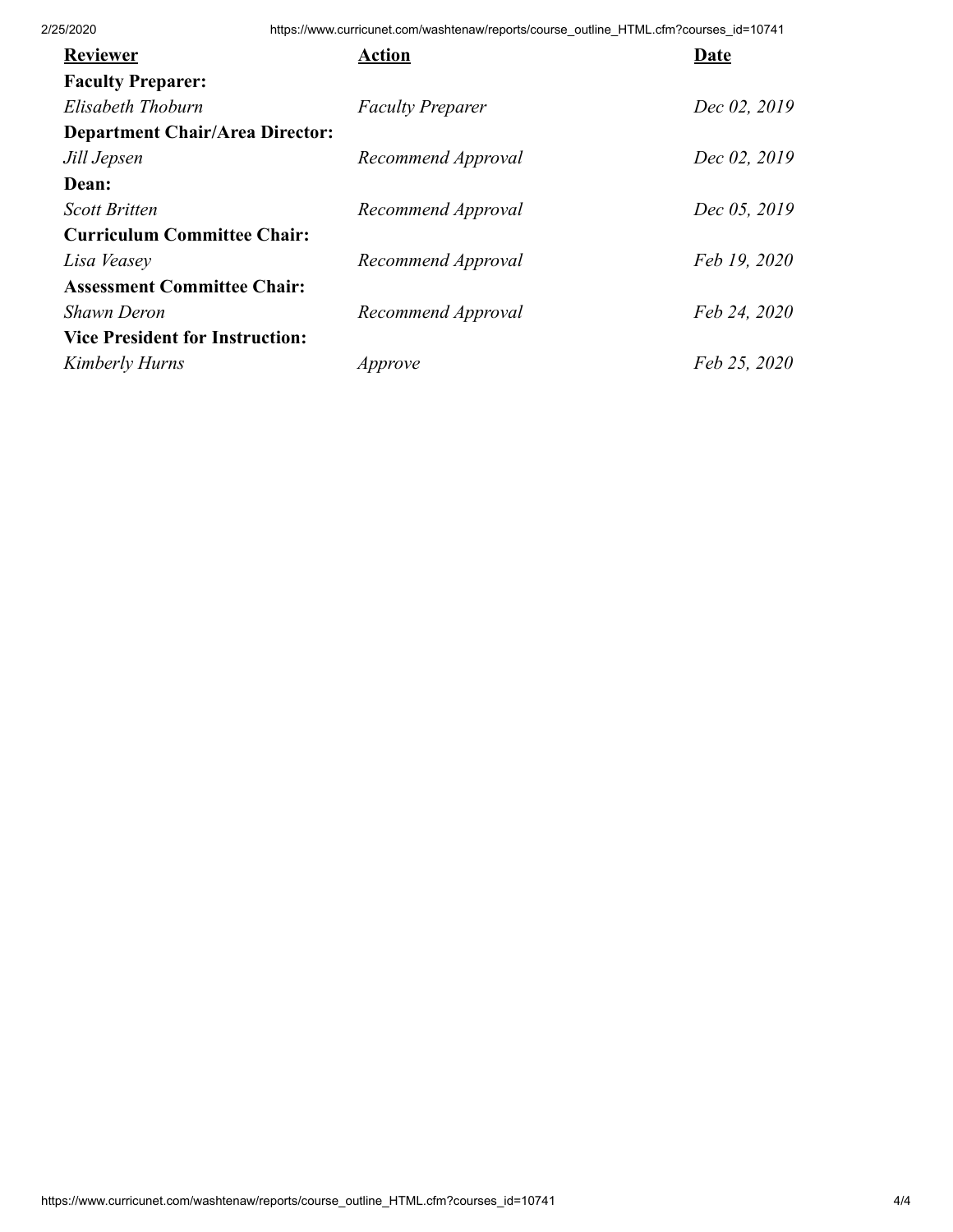| Reviewer | Action | Date |
|---|---|---|
| **Faculty Preparer:** | | |
| *Elisabeth Thoburn* | *Faculty Preparer* | *Dec 02, 2019* |
| **Department Chair/Area Director:** | | |
| *Jill Jepsen* | *Recommend Approval* | *Dec 02, 2019* |
| **Dean:** | | |
| *Scott Britten* | *Recommend Approval* | *Dec 05, 2019* |
| **Curriculum Committee Chair:** | | |
| *Lisa Veasey* | *Recommend Approval* | *Feb 19, 2020* |
| **Assessment Committee Chair:** | | |
| *Shawn Deron* | *Recommend Approval* | *Feb 24, 2020* |
| **Vice President for Instruction:** | | |
| *Kimberly Hurns* | *Approve* | *Feb 25, 2020* |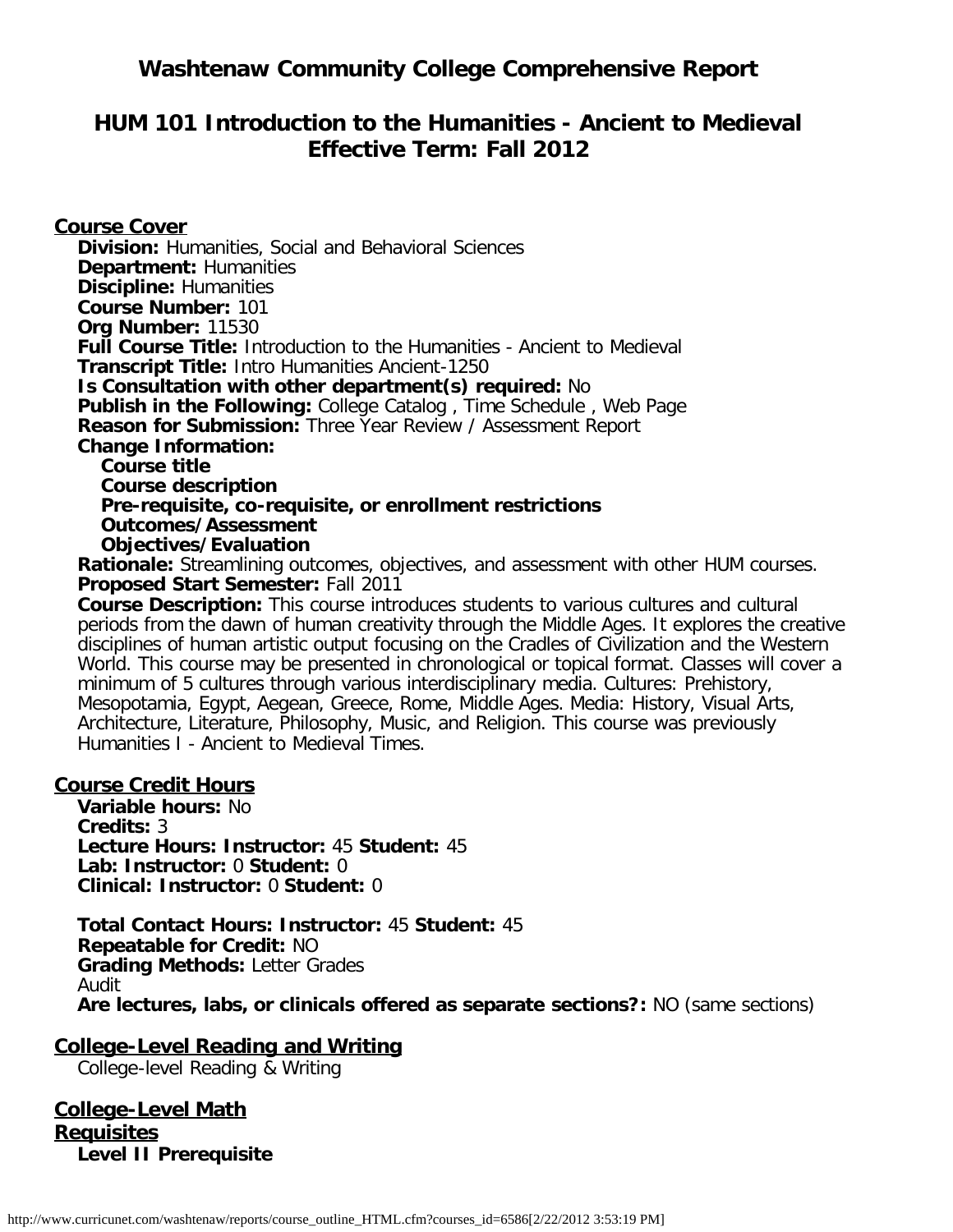# Washtenaw Community College Comprehensive Report

## HUM 101 Introduction to the Humanities - Ancient to Medieval Effective Term: Fall 2012

### Course Cover

**Division:** Humanities, Social and Behavioral Sciences
**Department:** Humanities
**Discipline:** Humanities
**Course Number:** 101
**Org Number:** 11530
**Full Course Title:** Introduction to the Humanities - Ancient to Medieval
**Transcript Title:** Intro Humanities Ancient-1250
**Is Consultation with other department(s) required:** No
**Publish in the Following:** College Catalog , Time Schedule , Web Page
**Reason for Submission:** Three Year Review / Assessment Report
**Change Information:**

- **Course title**
- **Course description**
- **Pre-requisite, co-requisite, or enrollment restrictions**
- **Outcomes/Assessment**
- **Objectives/Evaluation**

**Rationale:** Streamlining outcomes, objectives, and assessment with other HUM courses.
**Proposed Start Semester:** Fall 2011
**Course Description:** This course introduces students to various cultures and cultural periods from the dawn of human creativity through the Middle Ages. It explores the creative disciplines of human artistic output focusing on the Cradles of Civilization and the Western World. This course may be presented in chronological or topical format. Classes will cover a minimum of 5 cultures through various interdisciplinary media. Cultures: Prehistory, Mesopotamia, Egypt, Aegean, Greece, Rome, Middle Ages. Media: History, Visual Arts, Architecture, Literature, Philosophy, Music, and Religion. This course was previously Humanities I - Ancient to Medieval Times.

### Course Credit Hours

**Variable hours:** No
**Credits:** 3
**Lecture Hours: Instructor:** 45 **Student:** 45
**Lab: Instructor:** 0 **Student:** 0
**Clinical: Instructor:** 0 **Student:** 0

**Total Contact Hours: Instructor:** 45 **Student:** 45
**Repeatable for Credit:** NO
**Grading Methods:** Letter Grades
Audit
**Are lectures, labs, or clinicals offered as separate sections?:** NO (same sections)

### College-Level Reading and Writing

College-level Reading & Writing

### College-Level Math

### Requisites

**Level II Prerequisite**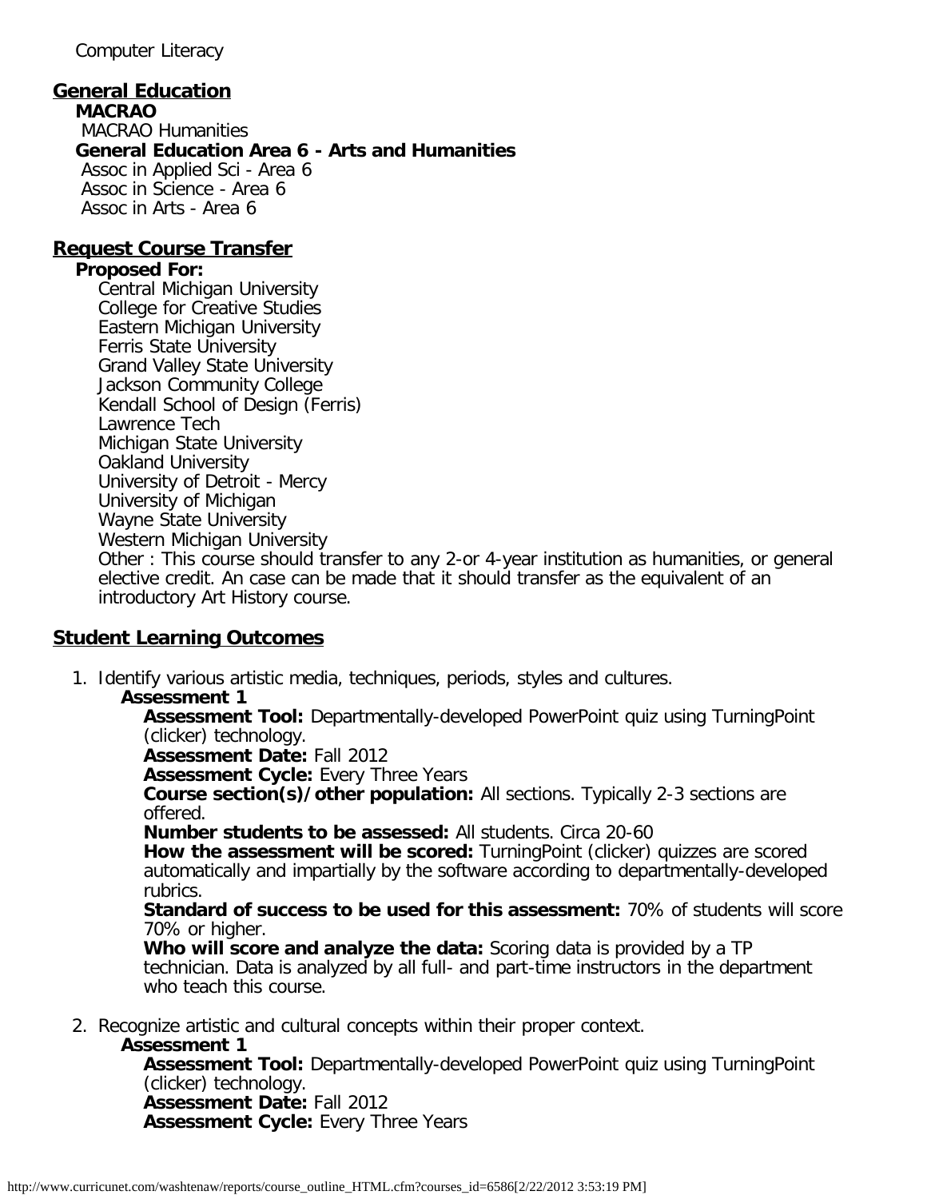Computer Literacy

## General Education

**MACRAO**

MACRAO Humanities

**General Education Area 6 - Arts and Humanities**

Assoc in Applied Sci - Area 6
Assoc in Science - Area 6
Assoc in Arts - Area 6

## Request Course Transfer

**Proposed For:**

Central Michigan University
College for Creative Studies
Eastern Michigan University
Ferris State University
Grand Valley State University
Jackson Community College
Kendall School of Design (Ferris)
Lawrence Tech
Michigan State University
Oakland University
University of Detroit - Mercy
University of Michigan
Wayne State University
Western Michigan University
Other : This course should transfer to any 2-or 4-year institution as humanities, or general elective credit. An case can be made that it should transfer as the equivalent of an introductory Art History course.

## Student Learning Outcomes

1. Identify various artistic media, techniques, periods, styles and cultures.

   **Assessment 1**

   **Assessment Tool:** Departmentally-developed PowerPoint quiz using TurningPoint (clicker) technology.
   **Assessment Date:** Fall 2012
   **Assessment Cycle:** Every Three Years
   **Course section(s)/other population:** All sections. Typically 2-3 sections are offered.
   **Number students to be assessed:** All students. Circa 20-60
   **How the assessment will be scored:** TurningPoint (clicker) quizzes are scored automatically and impartially by the software according to departmentally-developed rubrics.
   **Standard of success to be used for this assessment:** 70% of students will score 70% or higher.
   **Who will score and analyze the data:** Scoring data is provided by a TP technician. Data is analyzed by all full- and part-time instructors in the department who teach this course.

2. Recognize artistic and cultural concepts within their proper context.

   **Assessment 1**

   **Assessment Tool:** Departmentally-developed PowerPoint quiz using TurningPoint (clicker) technology.
   **Assessment Date:** Fall 2012
   **Assessment Cycle:** Every Three Years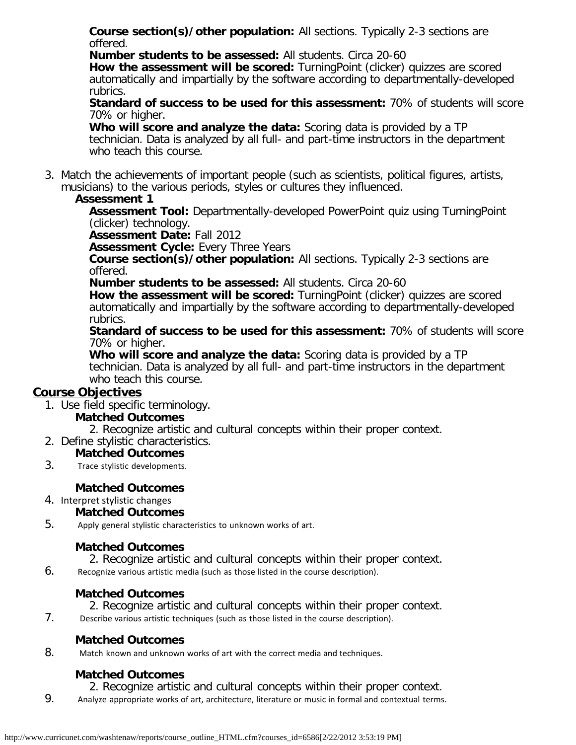**Course section(s)/other population:** All sections. Typically 2-3 sections are offered.
**Number students to be assessed:** All students. Circa 20-60
**How the assessment will be scored:** TurningPoint (clicker) quizzes are scored automatically and impartially by the software according to departmentally-developed rubrics.
**Standard of success to be used for this assessment:** 70% of students will score 70% or higher.
**Who will score and analyze the data:** Scoring data is provided by a TP technician. Data is analyzed by all full- and part-time instructors in the department who teach this course.

3. Match the achievements of important people (such as scientists, political figures, artists, musicians) to the various periods, styles or cultures they influenced.
   **Assessment 1**
   **Assessment Tool:** Departmentally-developed PowerPoint quiz using TurningPoint (clicker) technology.
   **Assessment Date:** Fall 2012
   **Assessment Cycle:** Every Three Years
   **Course section(s)/other population:** All sections. Typically 2-3 sections are offered.
   **Number students to be assessed:** All students. Circa 20-60
   **How the assessment will be scored:** TurningPoint (clicker) quizzes are scored automatically and impartially by the software according to departmentally-developed rubrics.
   **Standard of success to be used for this assessment:** 70% of students will score 70% or higher.
   **Who will score and analyze the data:** Scoring data is provided by a TP technician. Data is analyzed by all full- and part-time instructors in the department who teach this course.

## Course Objectives

1. Use field specific terminology.
   **Matched Outcomes**
   2. Recognize artistic and cultural concepts within their proper context.
2. Define stylistic characteristics.
   **Matched Outcomes**
3. Trace stylistic developments.
   **Matched Outcomes**
4. Interpret stylistic changes
   **Matched Outcomes**
5. Apply general stylistic characteristics to unknown works of art.
   **Matched Outcomes**
   2. Recognize artistic and cultural concepts within their proper context.
6. Recognize various artistic media (such as those listed in the course description).
   **Matched Outcomes**
   2. Recognize artistic and cultural concepts within their proper context.
7. Describe various artistic techniques (such as those listed in the course description).
   **Matched Outcomes**
8. Match known and unknown works of art with the correct media and techniques.
   **Matched Outcomes**
   2. Recognize artistic and cultural concepts within their proper context.
9. Analyze appropriate works of art, architecture, literature or music in formal and contextual terms.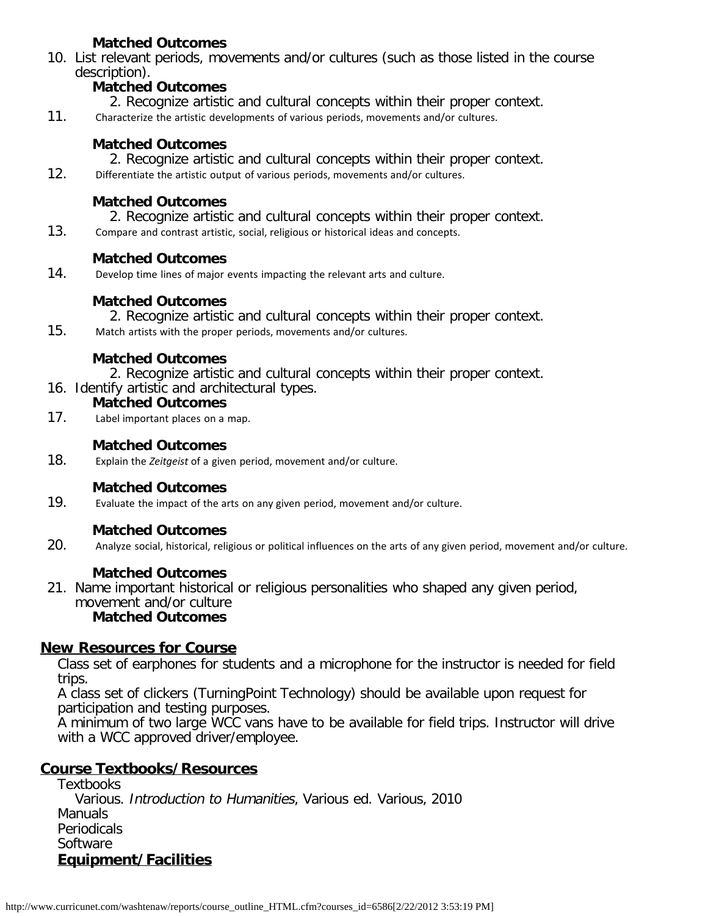**Matched Outcomes**

10. List relevant periods, movements and/or cultures (such as those listed in the course description).

    **Matched Outcomes**

    2. Recognize artistic and cultural concepts within their proper context.

11. Characterize the artistic developments of various periods, movements and/or cultures.

    **Matched Outcomes**

    2. Recognize artistic and cultural concepts within their proper context.

12. Differentiate the artistic output of various periods, movements and/or cultures.

    **Matched Outcomes**

    2. Recognize artistic and cultural concepts within their proper context.

13. Compare and contrast artistic, social, religious or historical ideas and concepts.

    **Matched Outcomes**

14. Develop time lines of major events impacting the relevant arts and culture.

    **Matched Outcomes**

    2. Recognize artistic and cultural concepts within their proper context.

15. Match artists with the proper periods, movements and/or cultures.

    **Matched Outcomes**

    2. Recognize artistic and cultural concepts within their proper context.

16. Identify artistic and architectural types.

    **Matched Outcomes**

17. Label important places on a map.

    **Matched Outcomes**

18. Explain the *Zeitgeist* of a given period, movement and/or culture.

    **Matched Outcomes**

19. Evaluate the impact of the arts on any given period, movement and/or culture.

    **Matched Outcomes**

20. Analyze social, historical, religious or political influences on the arts of any given period, movement and/or culture.

    **Matched Outcomes**

21. Name important historical or religious personalities who shaped any given period, movement and/or culture

    **Matched Outcomes**

## New Resources for Course

Class set of earphones for students and a microphone for the instructor is needed for field trips.
A class set of clickers (TurningPoint Technology) should be available upon request for participation and testing purposes.
A minimum of two large WCC vans have to be available for field trips. Instructor will drive with a WCC approved driver/employee.

## Course Textbooks/Resources

Textbooks
Various. *Introduction to Humanities*, Various ed. Various, 2010
Manuals
Periodicals
Software

### Equipment/Facilities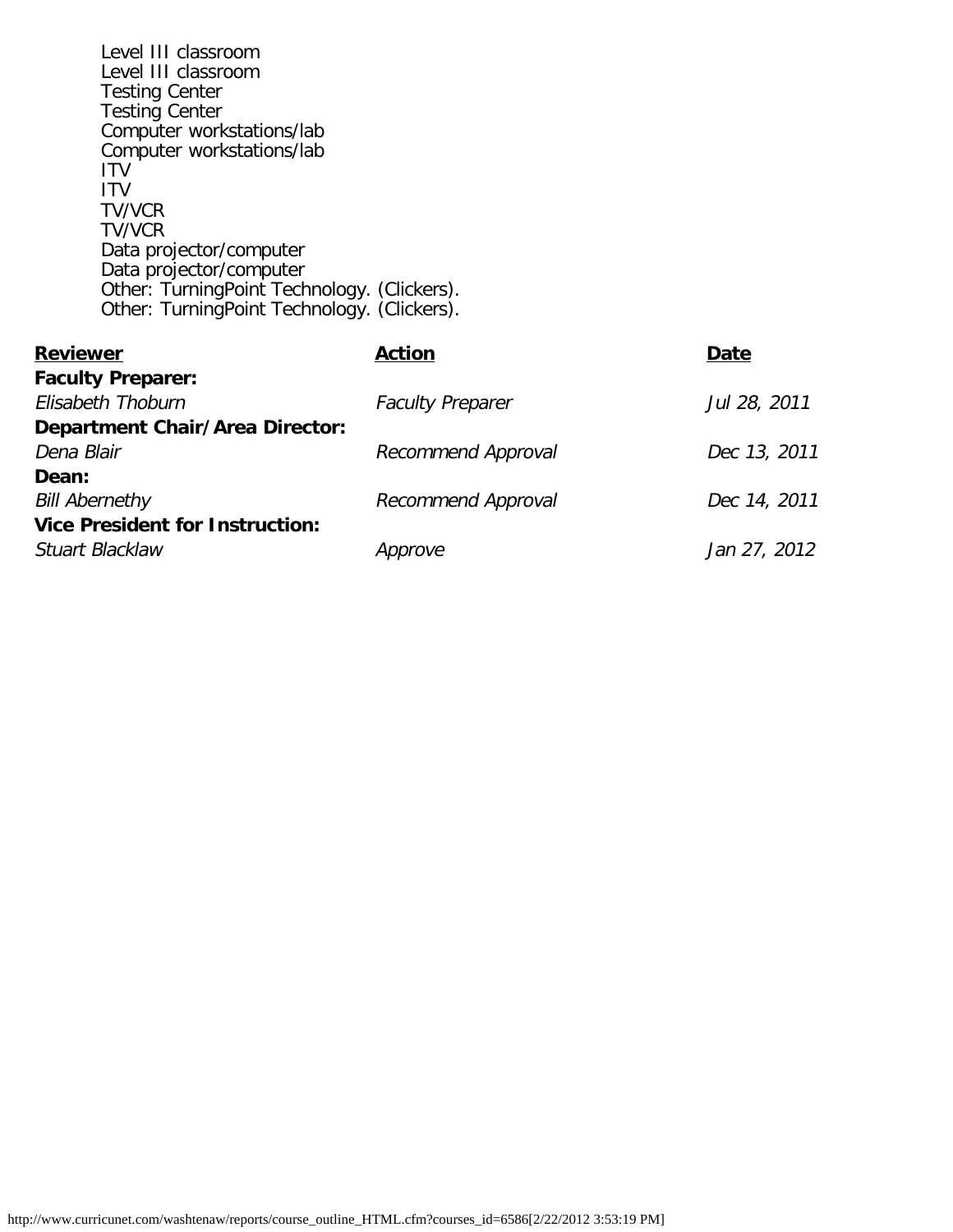Level III classroom
Level III classroom
Testing Center
Testing Center
Computer workstations/lab
Computer workstations/lab
ITV
ITV
TV/VCR
TV/VCR
Data projector/computer
Data projector/computer
Other: TurningPoint Technology. (Clickers).
Other: TurningPoint Technology. (Clickers).

| **Reviewer** | **Action** | **Date** |
|---|---|---|
| **Faculty Preparer:** | | |
| *Elisabeth Thoburn* | *Faculty Preparer* | *Jul 28, 2011* |
| **Department Chair/Area Director:** | | |
| *Dena Blair* | *Recommend Approval* | *Dec 13, 2011* |
| **Dean:** | | |
| *Bill Abernethy* | *Recommend Approval* | *Dec 14, 2011* |
| **Vice President for Instruction:** | | |
| *Stuart Blacklaw* | *Approve* | *Jan 27, 2012* |